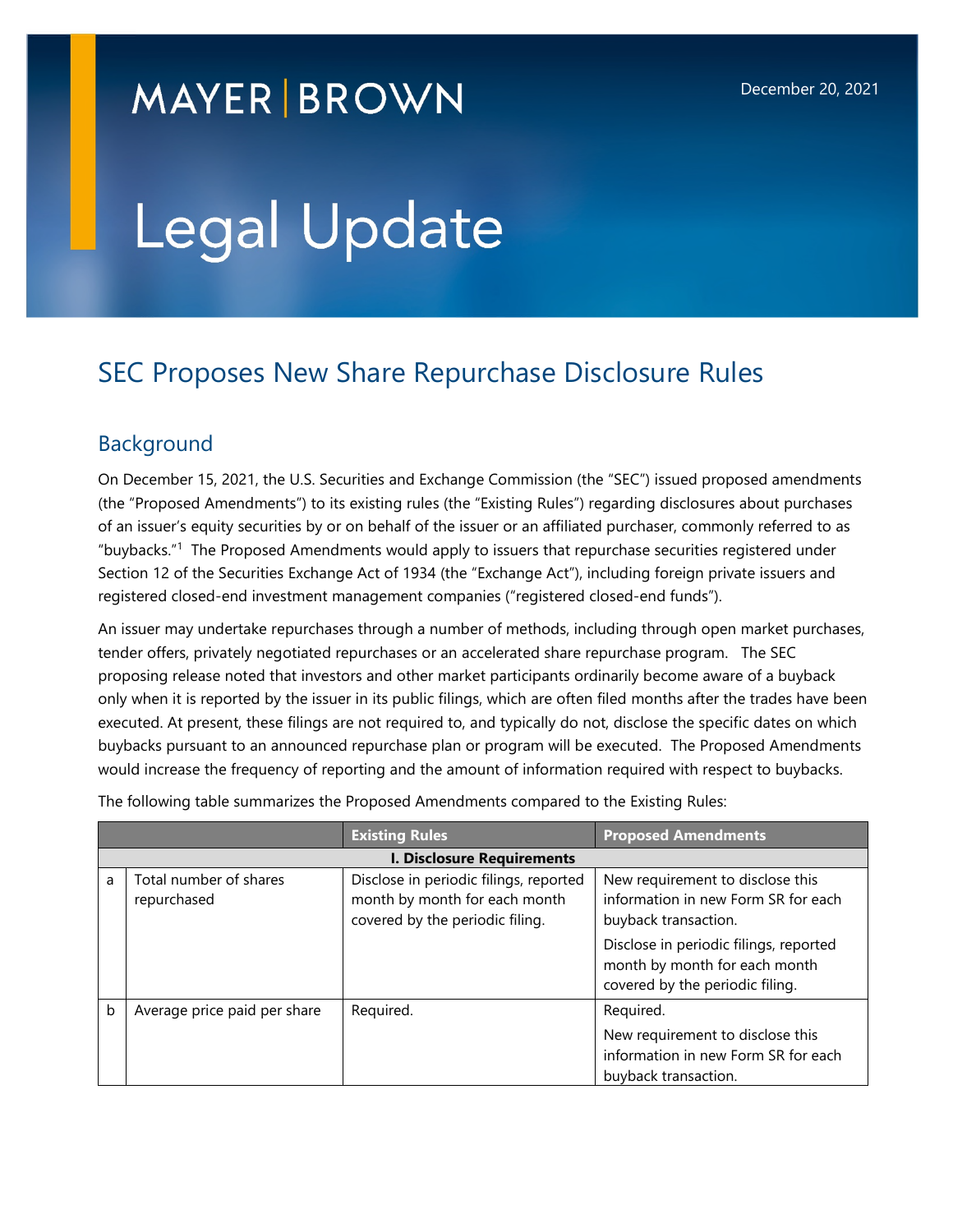MAYER | BROWN

December 20, 2021

# Legal Update

## SEC Proposes New Share Repurchase Disclosure Rules

### Background

On December 15, 2021, the U.S. Securities and Exchange Commission (the "SEC") issued proposed amendments (the "Proposed Amendments") to its existing rules (the "Existing Rules") regarding disclosures about purchases of an issuer's equity securities by or on behalf of the issuer or an affiliated purchaser, commonly referred to as "buybacks."[1] The Proposed Amendments would apply to issuers that repurchase securities registered under Section 12 of the Securities Exchange Act of 1934 (the "Exchange Act"), including foreign private issuers and registered closed-end investment management companies ("registered closed-end funds").

An issuer may undertake repurchases through a number of methods, including through open market purchases, tender offers, privately negotiated repurchases or an accelerated share repurchase program. The SEC proposing release noted that investors and other market participants ordinarily become aware of a buyback only when it is reported by the issuer in its public filings, which are often filed months after the trades have been executed. At present, these filings are not required to, and typically do not, disclose the specific dates on which buybacks pursuant to an announced repurchase plan or program will be executed. The Proposed Amendments would increase the frequency of reporting and the amount of information required with respect to buybacks.

The following table summarizes the Proposed Amendments compared to the Existing Rules:

| | | **Existing Rules** | **Proposed Amendments** |
|---|---|---|---|
| | | **I. Disclosure Requirements** | |
| a | Total number of shares repurchased | Disclose in periodic filings, reported month by month for each month covered by the periodic filing. | New requirement to disclose this information in new Form SR for each buyback transaction.<br><br>Disclose in periodic filings, reported month by month for each month covered by the periodic filing. |
| b | Average price paid per share | Required. | Required.<br><br>New requirement to disclose this information in new Form SR for each buyback transaction. |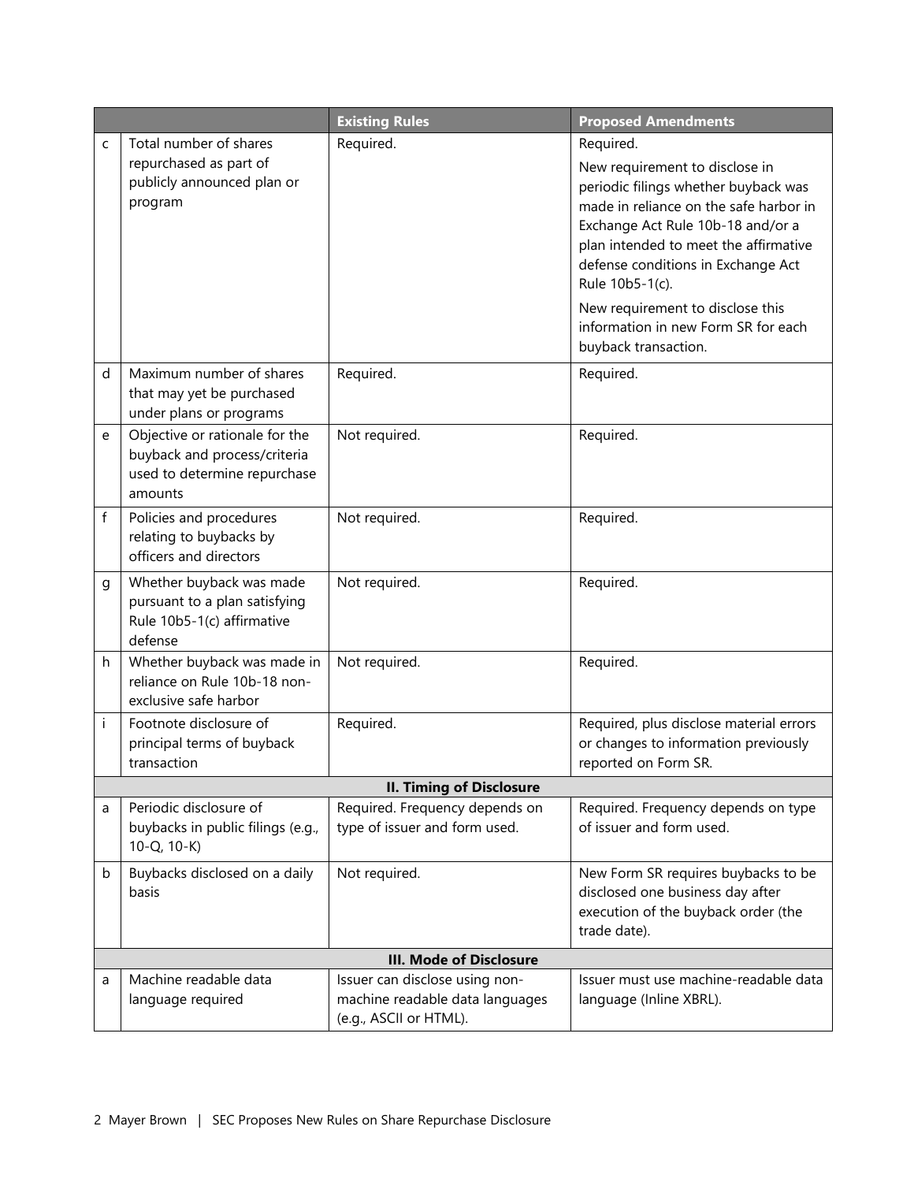| | | Existing Rules | Proposed Amendments |
|---|---|---|---|
| c | Total number of shares repurchased as part of publicly announced plan or program | Required. | Required.<br><br>New requirement to disclose in periodic filings whether buyback was made in reliance on the safe harbor in Exchange Act Rule 10b-18 and/or a plan intended to meet the affirmative defense conditions in Exchange Act Rule 10b5-1(c).<br><br>New requirement to disclose this information in new Form SR for each buyback transaction. |
| d | Maximum number of shares that may yet be purchased under plans or programs | Required. | Required. |
| e | Objective or rationale for the buyback and process/criteria used to determine repurchase amounts | Not required. | Required. |
| f | Policies and procedures relating to buybacks by officers and directors | Not required. | Required. |
| g | Whether buyback was made pursuant to a plan satisfying Rule 10b5-1(c) affirmative defense | Not required. | Required. |
| h | Whether buyback was made in reliance on Rule 10b-18 non-exclusive safe harbor | Not required. | Required. |
| i | Footnote disclosure of principal terms of buyback transaction | Required. | Required, plus disclose material errors or changes to information previously reported on Form SR. |
| **II. Timing of Disclosure** | | | |
| a | Periodic disclosure of buybacks in public filings (e.g., 10-Q, 10-K) | Required. Frequency depends on type of issuer and form used. | Required. Frequency depends on type of issuer and form used. |
| b | Buybacks disclosed on a daily basis | Not required. | New Form SR requires buybacks to be disclosed one business day after execution of the buyback order (the trade date). |
| **III. Mode of Disclosure** | | | |
| a | Machine readable data language required | Issuer can disclose using non-machine readable data languages (e.g., ASCII or HTML). | Issuer must use machine-readable data language (Inline XBRL). |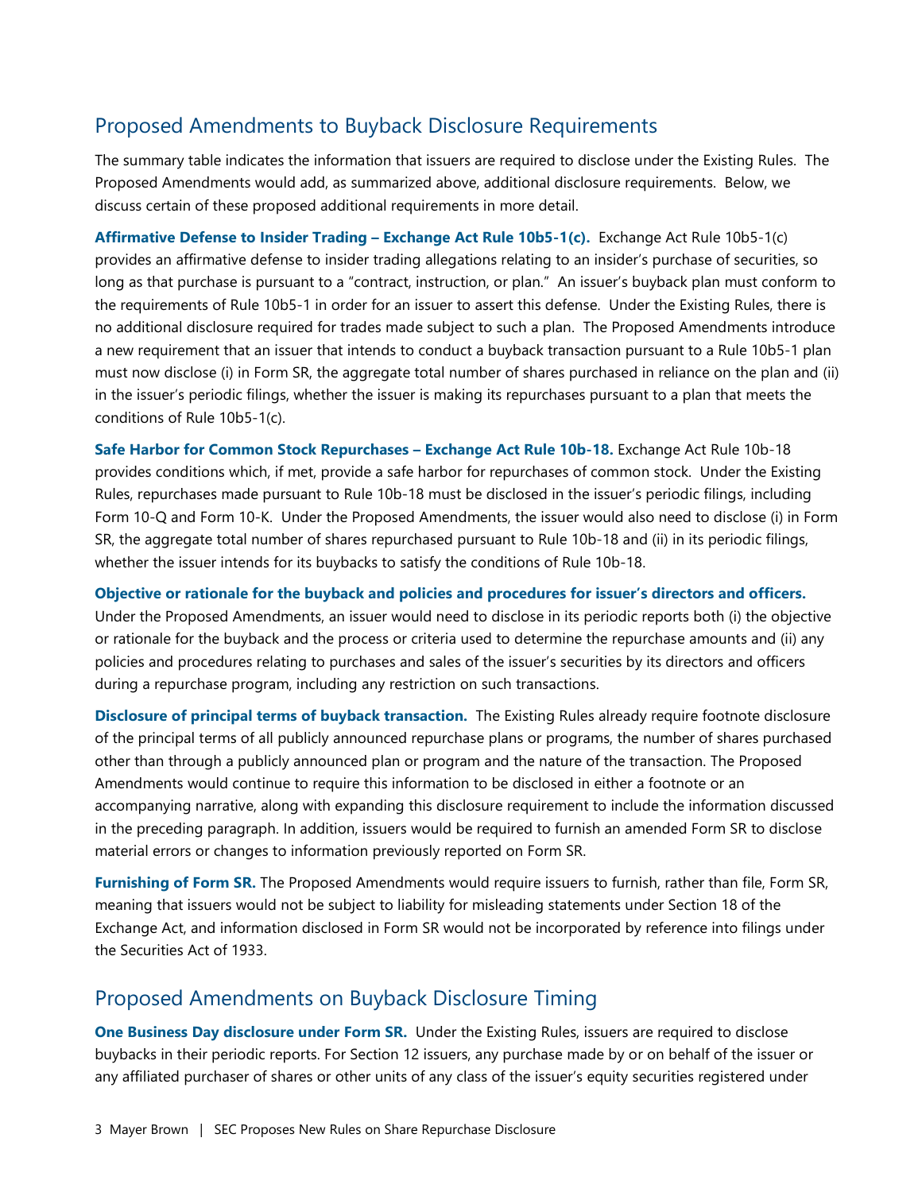## Proposed Amendments to Buyback Disclosure Requirements

The summary table indicates the information that issuers are required to disclose under the Existing Rules. The Proposed Amendments would add, as summarized above, additional disclosure requirements. Below, we discuss certain of these proposed additional requirements in more detail.

**Affirmative Defense to Insider Trading – Exchange Act Rule 10b5-1(c).** Exchange Act Rule 10b5-1(c) provides an affirmative defense to insider trading allegations relating to an insider's purchase of securities, so long as that purchase is pursuant to a "contract, instruction, or plan." An issuer's buyback plan must conform to the requirements of Rule 10b5-1 in order for an issuer to assert this defense. Under the Existing Rules, there is no additional disclosure required for trades made subject to such a plan. The Proposed Amendments introduce a new requirement that an issuer that intends to conduct a buyback transaction pursuant to a Rule 10b5-1 plan must now disclose (i) in Form SR, the aggregate total number of shares purchased in reliance on the plan and (ii) in the issuer's periodic filings, whether the issuer is making its repurchases pursuant to a plan that meets the conditions of Rule 10b5-1(c).

**Safe Harbor for Common Stock Repurchases – Exchange Act Rule 10b-18.** Exchange Act Rule 10b-18 provides conditions which, if met, provide a safe harbor for repurchases of common stock. Under the Existing Rules, repurchases made pursuant to Rule 10b-18 must be disclosed in the issuer's periodic filings, including Form 10-Q and Form 10-K. Under the Proposed Amendments, the issuer would also need to disclose (i) in Form SR, the aggregate total number of shares repurchased pursuant to Rule 10b-18 and (ii) in its periodic filings, whether the issuer intends for its buybacks to satisfy the conditions of Rule 10b-18.

**Objective or rationale for the buyback and policies and procedures for issuer's directors and officers.** Under the Proposed Amendments, an issuer would need to disclose in its periodic reports both (i) the objective or rationale for the buyback and the process or criteria used to determine the repurchase amounts and (ii) any policies and procedures relating to purchases and sales of the issuer's securities by its directors and officers during a repurchase program, including any restriction on such transactions.

**Disclosure of principal terms of buyback transaction.** The Existing Rules already require footnote disclosure of the principal terms of all publicly announced repurchase plans or programs, the number of shares purchased other than through a publicly announced plan or program and the nature of the transaction. The Proposed Amendments would continue to require this information to be disclosed in either a footnote or an accompanying narrative, along with expanding this disclosure requirement to include the information discussed in the preceding paragraph. In addition, issuers would be required to furnish an amended Form SR to disclose material errors or changes to information previously reported on Form SR.

**Furnishing of Form SR.** The Proposed Amendments would require issuers to furnish, rather than file, Form SR, meaning that issuers would not be subject to liability for misleading statements under Section 18 of the Exchange Act, and information disclosed in Form SR would not be incorporated by reference into filings under the Securities Act of 1933.

## Proposed Amendments on Buyback Disclosure Timing

**One Business Day disclosure under Form SR.** Under the Existing Rules, issuers are required to disclose buybacks in their periodic reports. For Section 12 issuers, any purchase made by or on behalf of the issuer or any affiliated purchaser of shares or other units of any class of the issuer's equity securities registered under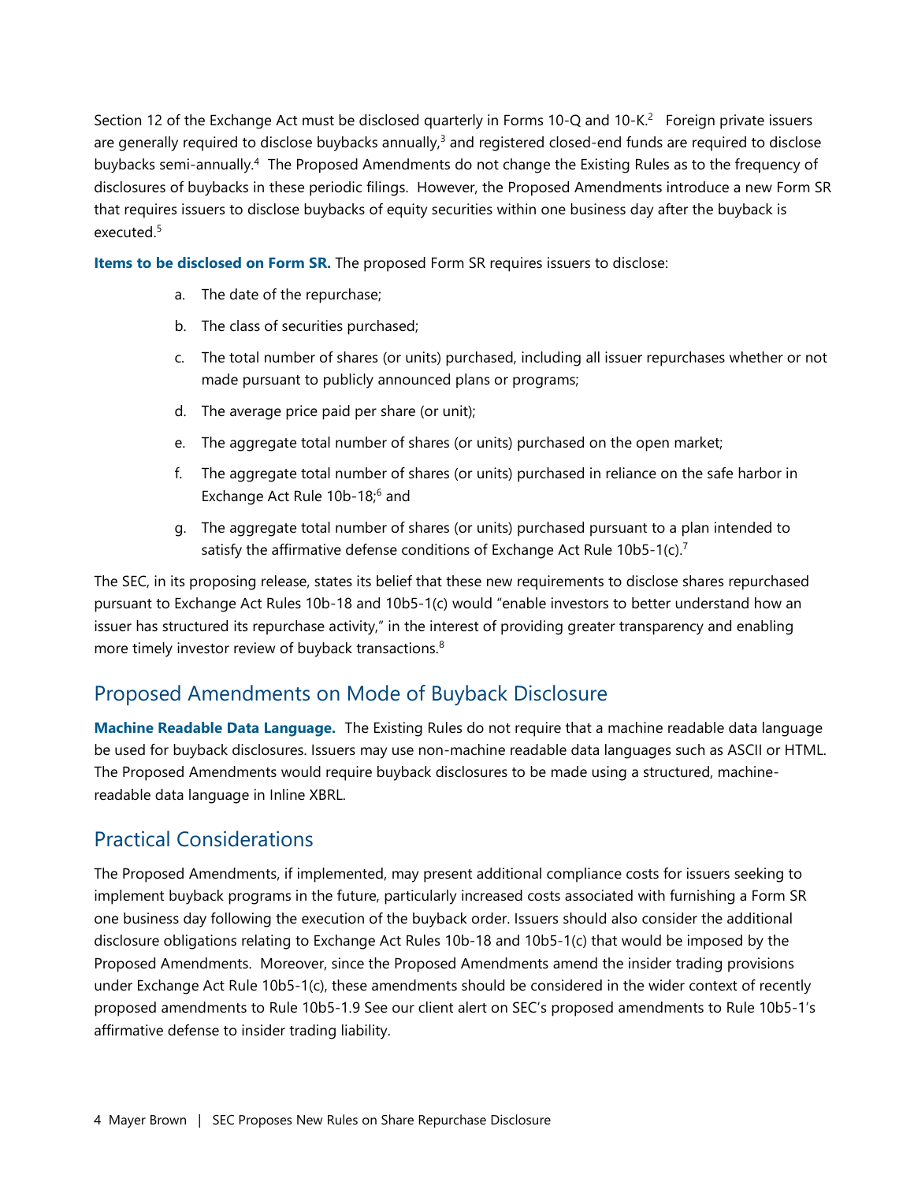Section 12 of the Exchange Act must be disclosed quarterly in Forms 10-Q and 10-K.[2] Foreign private issuers are generally required to disclose buybacks annually,[3] and registered closed-end funds are required to disclose buybacks semi-annually.[4] The Proposed Amendments do not change the Existing Rules as to the frequency of disclosures of buybacks in these periodic filings. However, the Proposed Amendments introduce a new Form SR that requires issuers to disclose buybacks of equity securities within one business day after the buyback is executed.[5]

**Items to be disclosed on Form SR.** The proposed Form SR requires issuers to disclose:

a. The date of the repurchase;

b. The class of securities purchased;

c. The total number of shares (or units) purchased, including all issuer repurchases whether or not made pursuant to publicly announced plans or programs;

d. The average price paid per share (or unit);

e. The aggregate total number of shares (or units) purchased on the open market;

f. The aggregate total number of shares (or units) purchased in reliance on the safe harbor in Exchange Act Rule 10b-18;[6] and

g. The aggregate total number of shares (or units) purchased pursuant to a plan intended to satisfy the affirmative defense conditions of Exchange Act Rule 10b5-1(c).[7]

The SEC, in its proposing release, states its belief that these new requirements to disclose shares repurchased pursuant to Exchange Act Rules 10b-18 and 10b5-1(c) would "enable investors to better understand how an issuer has structured its repurchase activity," in the interest of providing greater transparency and enabling more timely investor review of buyback transactions.[8]

## Proposed Amendments on Mode of Buyback Disclosure

**Machine Readable Data Language.** The Existing Rules do not require that a machine readable data language be used for buyback disclosures. Issuers may use non-machine readable data languages such as ASCII or HTML. The Proposed Amendments would require buyback disclosures to be made using a structured, machine-readable data language in Inline XBRL.

## Practical Considerations

The Proposed Amendments, if implemented, may present additional compliance costs for issuers seeking to implement buyback programs in the future, particularly increased costs associated with furnishing a Form SR one business day following the execution of the buyback order. Issuers should also consider the additional disclosure obligations relating to Exchange Act Rules 10b-18 and 10b5-1(c) that would be imposed by the Proposed Amendments. Moreover, since the Proposed Amendments amend the insider trading provisions under Exchange Act Rule 10b5-1(c), these amendments should be considered in the wider context of recently proposed amendments to Rule 10b5-1.[9] See our client alert on SEC's proposed amendments to Rule 10b5-1's affirmative defense to insider trading liability.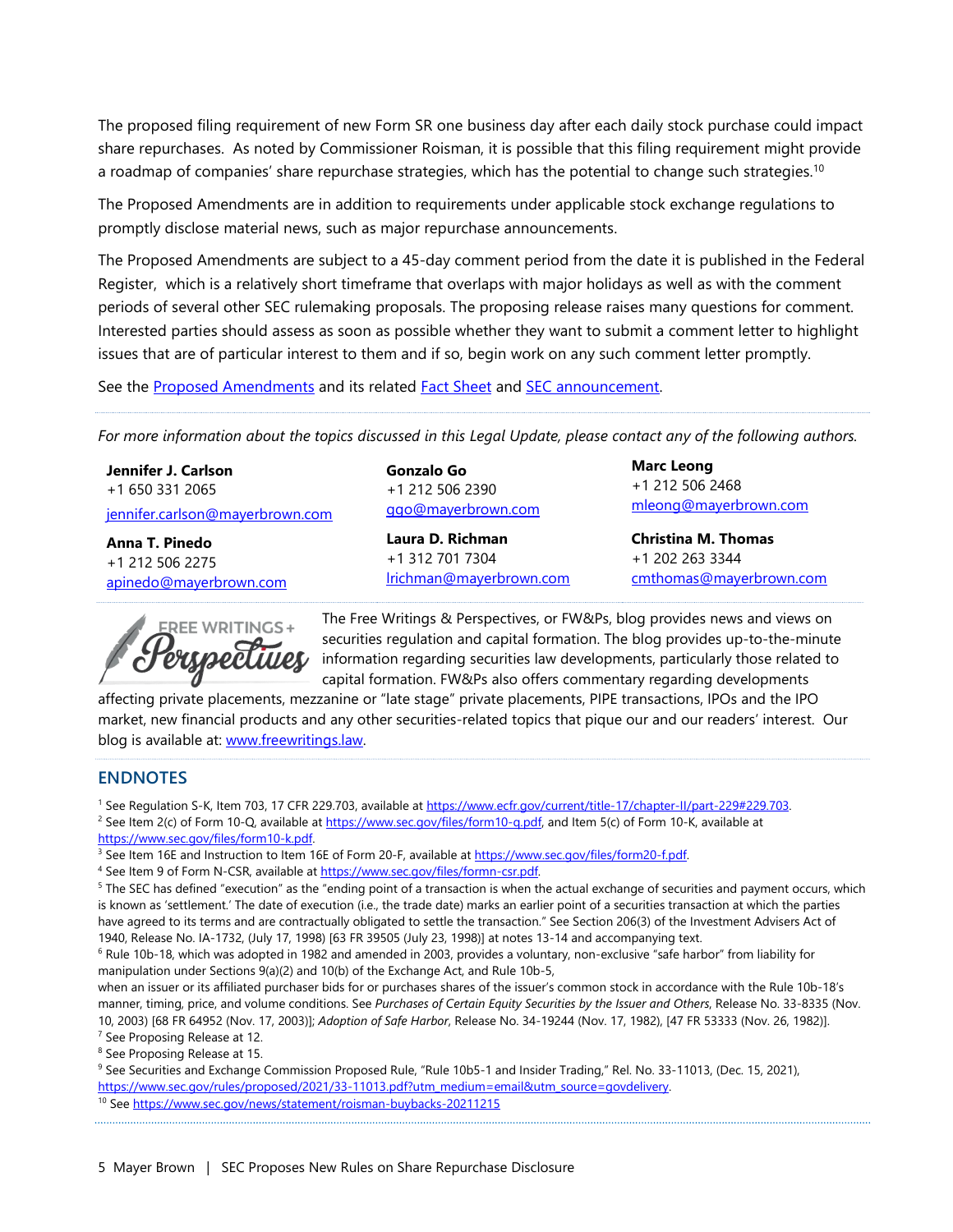The proposed filing requirement of new Form SR one business day after each daily stock purchase could impact share repurchases. As noted by Commissioner Roisman, it is possible that this filing requirement might provide a roadmap of companies' share repurchase strategies, which has the potential to change such strategies.[10]

The Proposed Amendments are in addition to requirements under applicable stock exchange regulations to promptly disclose material news, such as major repurchase announcements.

The Proposed Amendments are subject to a 45-day comment period from the date it is published in the Federal Register, which is a relatively short timeframe that overlaps with major holidays as well as with the comment periods of several other SEC rulemaking proposals. The proposing release raises many questions for comment. Interested parties should assess as soon as possible whether they want to submit a comment letter to highlight issues that are of particular interest to them and if so, begin work on any such comment letter promptly.

See the Proposed Amendments and its related Fact Sheet and SEC announcement.

*For more information about the topics discussed in this Legal Update, please contact any of the following authors.*

**Jennifer J. Carlson**
+1 650 331 2065
jennifer.carlson@mayerbrown.com

**Gonzalo Go**
+1 212 506 2390
ggo@mayerbrown.com

**Marc Leong**
+1 212 506 2468
mleong@mayerbrown.com

**Anna T. Pinedo**
+1 212 506 2275
apinedo@mayerbrown.com

**Laura D. Richman**
+1 312 701 7304
lrichman@mayerbrown.com

**Christina M. Thomas**
+1 202 263 3344
cmthomas@mayerbrown.com

FREE WRITINGS + Perspectives

The Free Writings & Perspectives, or FW&Ps, blog provides news and views on securities regulation and capital formation. The blog provides up-to-the-minute information regarding securities law developments, particularly those related to capital formation. FW&Ps also offers commentary regarding developments affecting private placements, mezzanine or "late stage" private placements, PIPE transactions, IPOs and the IPO market, new financial products and any other securities-related topics that pique our and our readers' interest. Our blog is available at: www.freewritings.law.

## ENDNOTES

[1] See Regulation S-K, Item 703, 17 CFR 229.703, available at https://www.ecfr.gov/current/title-17/chapter-II/part-229#229.703.

[2] See Item 2(c) of Form 10-Q, available at https://www.sec.gov/files/form10-q.pdf, and Item 5(c) of Form 10-K, available at https://www.sec.gov/files/form10-k.pdf.

[3] See Item 16E and Instruction to Item 16E of Form 20-F, available at https://www.sec.gov/files/form20-f.pdf.

[4] See Item 9 of Form N-CSR, available at https://www.sec.gov/files/formn-csr.pdf.

[5] The SEC has defined "execution" as the "ending point of a transaction is when the actual exchange of securities and payment occurs, which is known as 'settlement.' The date of execution (i.e., the trade date) marks an earlier point of a securities transaction at which the parties have agreed to its terms and are contractually obligated to settle the transaction." See Section 206(3) of the Investment Advisers Act of 1940, Release No. IA-1732, (July 17, 1998) [63 FR 39505 (July 23, 1998)] at notes 13-14 and accompanying text.

[6] Rule 10b-18, which was adopted in 1982 and amended in 2003, provides a voluntary, non-exclusive "safe harbor" from liability for manipulation under Sections 9(a)(2) and 10(b) of the Exchange Act, and Rule 10b-5, when an issuer or its affiliated purchaser bids for or purchases shares of the issuer's common stock in accordance with the Rule 10b-18's manner, timing, price, and volume conditions. See *Purchases of Certain Equity Securities by the Issuer and Others*, Release No. 33-8335 (Nov. 10, 2003) [68 FR 64952 (Nov. 17, 2003)]; *Adoption of Safe Harbor*, Release No. 34-19244 (Nov. 17, 1982), [47 FR 53333 (Nov. 26, 1982)].

[7] See Proposing Release at 12.

[8] See Proposing Release at 15.

[9] See Securities and Exchange Commission Proposed Rule, "Rule 10b5-1 and Insider Trading," Rel. No. 33-11013, (Dec. 15, 2021), https://www.sec.gov/rules/proposed/2021/33-11013.pdf?utm_medium=email&utm_source=govdelivery.

[10] See https://www.sec.gov/news/statement/roisman-buybacks-20211215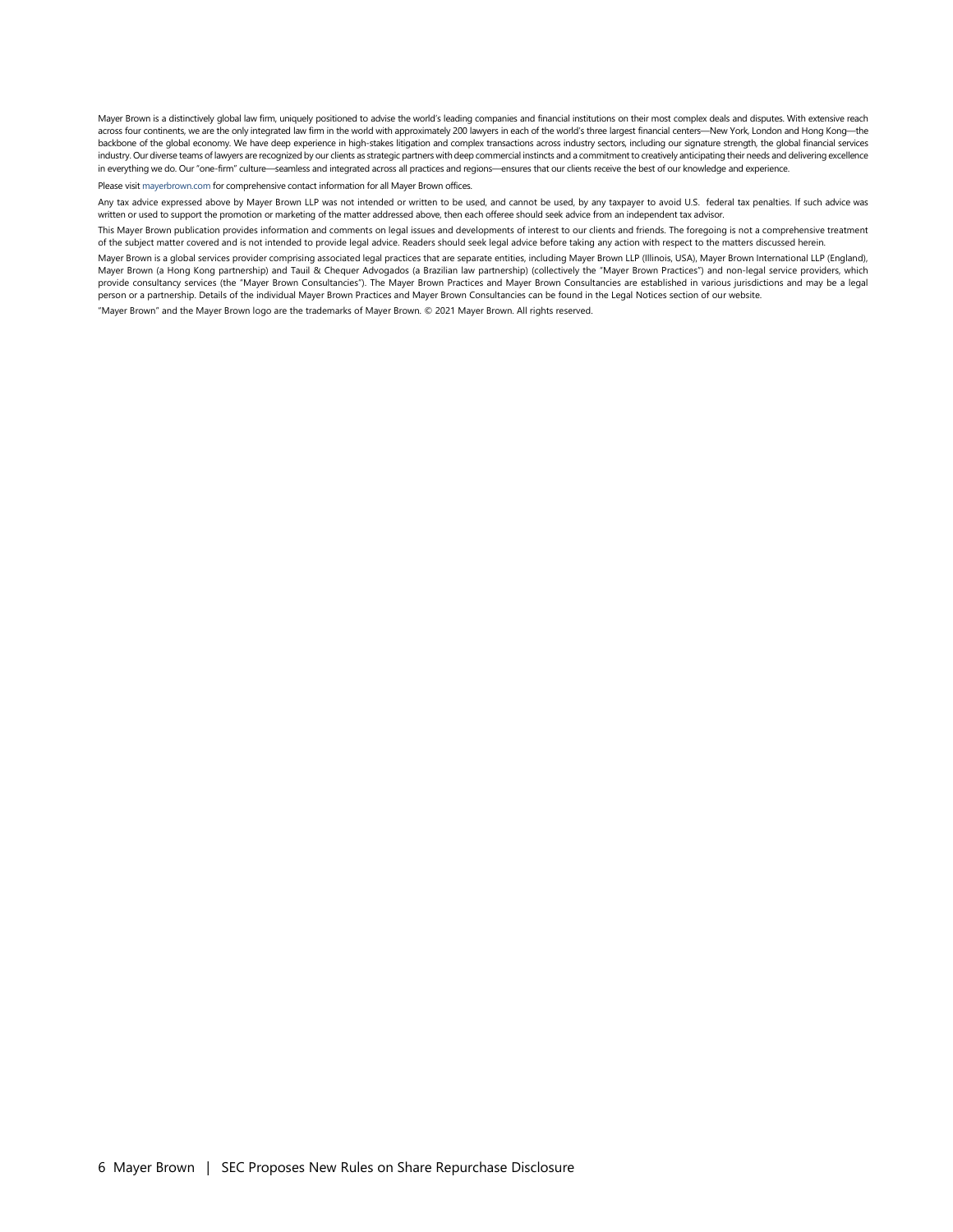Mayer Brown is a distinctively global law firm, uniquely positioned to advise the world's leading companies and financial institutions on their most complex deals and disputes. With extensive reach across four continents, we are the only integrated law firm in the world with approximately 200 lawyers in each of the world's three largest financial centers—New York, London and Hong Kong—the backbone of the global economy. We have deep experience in high-stakes litigation and complex transactions across industry sectors, including our signature strength, the global financial services industry. Our diverse teams of lawyers are recognized by our clients as strategic partners with deep commercial instincts and a commitment to creatively anticipating their needs and delivering excellence in everything we do. Our "one-firm" culture—seamless and integrated across all practices and regions—ensures that our clients receive the best of our knowledge and experience.

Please visit mayerbrown.com for comprehensive contact information for all Mayer Brown offices.

Any tax advice expressed above by Mayer Brown LLP was not intended or written to be used, and cannot be used, by any taxpayer to avoid U.S. federal tax penalties. If such advice was written or used to support the promotion or marketing of the matter addressed above, then each offeree should seek advice from an independent tax advisor.

This Mayer Brown publication provides information and comments on legal issues and developments of interest to our clients and friends. The foregoing is not a comprehensive treatment of the subject matter covered and is not intended to provide legal advice. Readers should seek legal advice before taking any action with respect to the matters discussed herein.

Mayer Brown is a global services provider comprising associated legal practices that are separate entities, including Mayer Brown LLP (Illinois, USA), Mayer Brown International LLP (England), Mayer Brown (a Hong Kong partnership) and Tauil & Chequer Advogados (a Brazilian law partnership) (collectively the "Mayer Brown Practices") and non-legal service providers, which provide consultancy services (the "Mayer Brown Consultancies"). The Mayer Brown Practices and Mayer Brown Consultancies are established in various jurisdictions and may be a legal person or a partnership. Details of the individual Mayer Brown Practices and Mayer Brown Consultancies can be found in the Legal Notices section of our website.

"Mayer Brown" and the Mayer Brown logo are the trademarks of Mayer Brown. © 2021 Mayer Brown. All rights reserved.